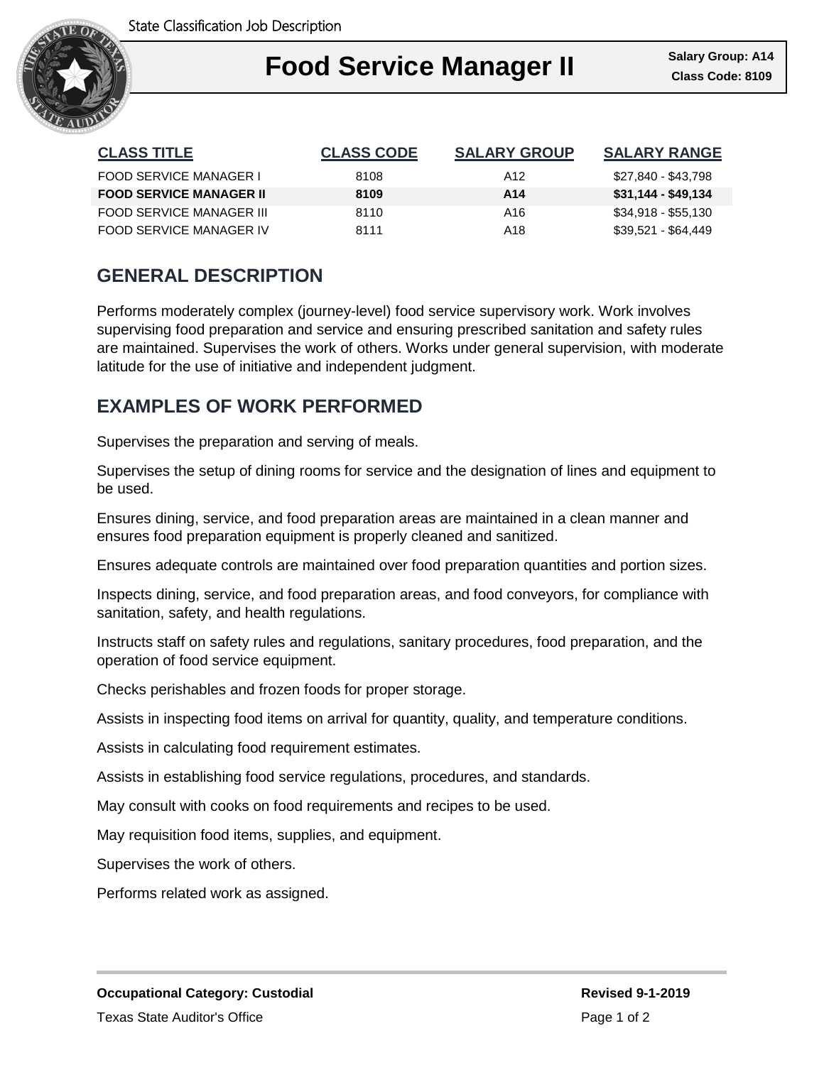State Classification Job Description

# Food Service Manager II

**Salary Group: A14**
**Class Code: 8109**

| CLASS TITLE | CLASS CODE | SALARY GROUP | SALARY RANGE |
|---|---|---|---|
| FOOD SERVICE MANAGER I | 8108 | A12 | $27,840 - $43,798 |
| **FOOD SERVICE MANAGER II** | **8109** | **A14** | **$31,144 - $49,134** |
| FOOD SERVICE MANAGER III | 8110 | A16 | $34,918 - $55,130 |
| FOOD SERVICE MANAGER IV | 8111 | A18 | $39,521 - $64,449 |

## GENERAL DESCRIPTION

Performs moderately complex (journey-level) food service supervisory work. Work involves supervising food preparation and service and ensuring prescribed sanitation and safety rules are maintained. Supervises the work of others. Works under general supervision, with moderate latitude for the use of initiative and independent judgment.

## EXAMPLES OF WORK PERFORMED

Supervises the preparation and serving of meals.

Supervises the setup of dining rooms for service and the designation of lines and equipment to be used.

Ensures dining, service, and food preparation areas are maintained in a clean manner and ensures food preparation equipment is properly cleaned and sanitized.

Ensures adequate controls are maintained over food preparation quantities and portion sizes.

Inspects dining, service, and food preparation areas, and food conveyors, for compliance with sanitation, safety, and health regulations.

Instructs staff on safety rules and regulations, sanitary procedures, food preparation, and the operation of food service equipment.

Checks perishables and frozen foods for proper storage.

Assists in inspecting food items on arrival for quantity, quality, and temperature conditions.

Assists in calculating food requirement estimates.

Assists in establishing food service regulations, procedures, and standards.

May consult with cooks on food requirements and recipes to be used.

May requisition food items, supplies, and equipment.

Supervises the work of others.

Performs related work as assigned.

**Occupational Category: Custodial**

**Revised 9-1-2019**

Texas State Auditor's Office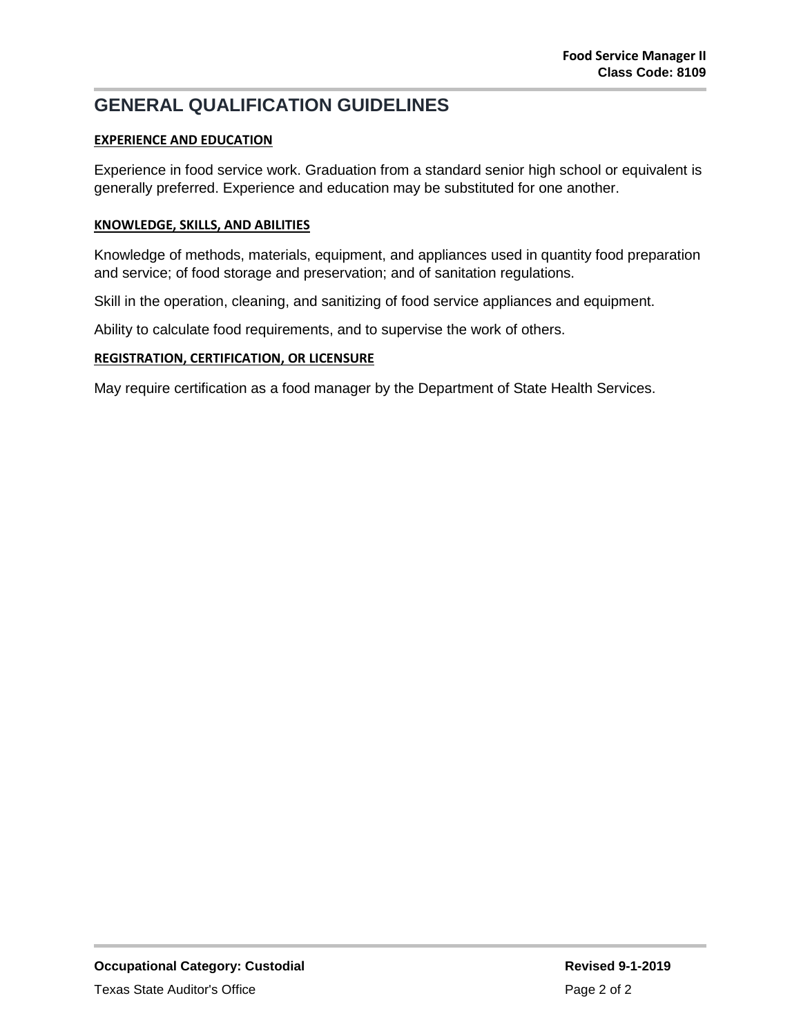# GENERAL QUALIFICATION GUIDELINES

## EXPERIENCE AND EDUCATION

Experience in food service work. Graduation from a standard senior high school or equivalent is generally preferred. Experience and education may be substituted for one another.

## KNOWLEDGE, SKILLS, AND ABILITIES

Knowledge of methods, materials, equipment, and appliances used in quantity food preparation and service; of food storage and preservation; and of sanitation regulations.

Skill in the operation, cleaning, and sanitizing of food service appliances and equipment.

Ability to calculate food requirements, and to supervise the work of others.

## REGISTRATION, CERTIFICATION, OR LICENSURE

May require certification as a food manager by the Department of State Health Services.